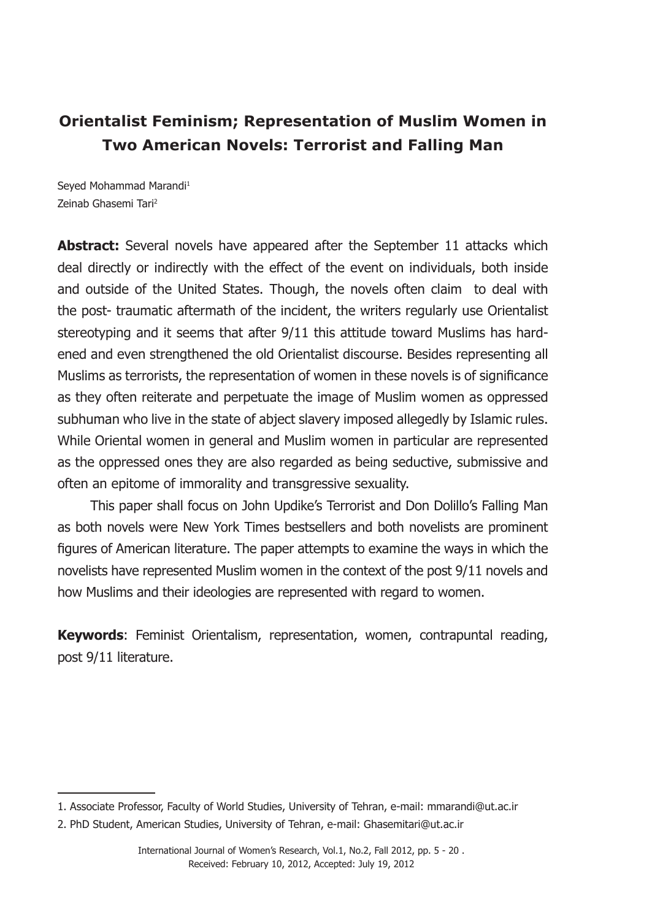# Orientalist Feminism; Representation of Muslim Women in Two American Novels: Terrorist and Falling Man

Seyed Mohammad Marandi[1]
Zeinab Ghasemi Tari[2]

**Abstract:** Several novels have appeared after the September 11 attacks which deal directly or indirectly with the effect of the event on individuals, both inside and outside of the United States. Though, the novels often claim to deal with the post- traumatic aftermath of the incident, the writers regularly use Orientalist stereotyping and it seems that after 9/11 this attitude toward Muslims has hardened and even strengthened the old Orientalist discourse. Besides representing all Muslims as terrorists, the representation of women in these novels is of significance as they often reiterate and perpetuate the image of Muslim women as oppressed subhuman who live in the state of abject slavery imposed allegedly by Islamic rules. While Oriental women in general and Muslim women in particular are represented as the oppressed ones they are also regarded as being seductive, submissive and often an epitome of immorality and transgressive sexuality.

This paper shall focus on John Updike's Terrorist and Don Dolillo's Falling Man as both novels were New York Times bestsellers and both novelists are prominent figures of American literature. The paper attempts to examine the ways in which the novelists have represented Muslim women in the context of the post 9/11 novels and how Muslims and their ideologies are represented with regard to women.

**Keywords**: Feminist Orientalism, representation, women, contrapuntal reading, post 9/11 literature.

---

1. Associate Professor, Faculty of World Studies, University of Tehran, e-mail: mmarandi@ut.ac.ir
2. PhD Student, American Studies, University of Tehran, e-mail: Ghasemitari@ut.ac.ir

International Journal of Women's Research, Vol.1, No.2, Fall 2012, pp. 5 - 20 .
Received: February 10, 2012, Accepted: July 19, 2012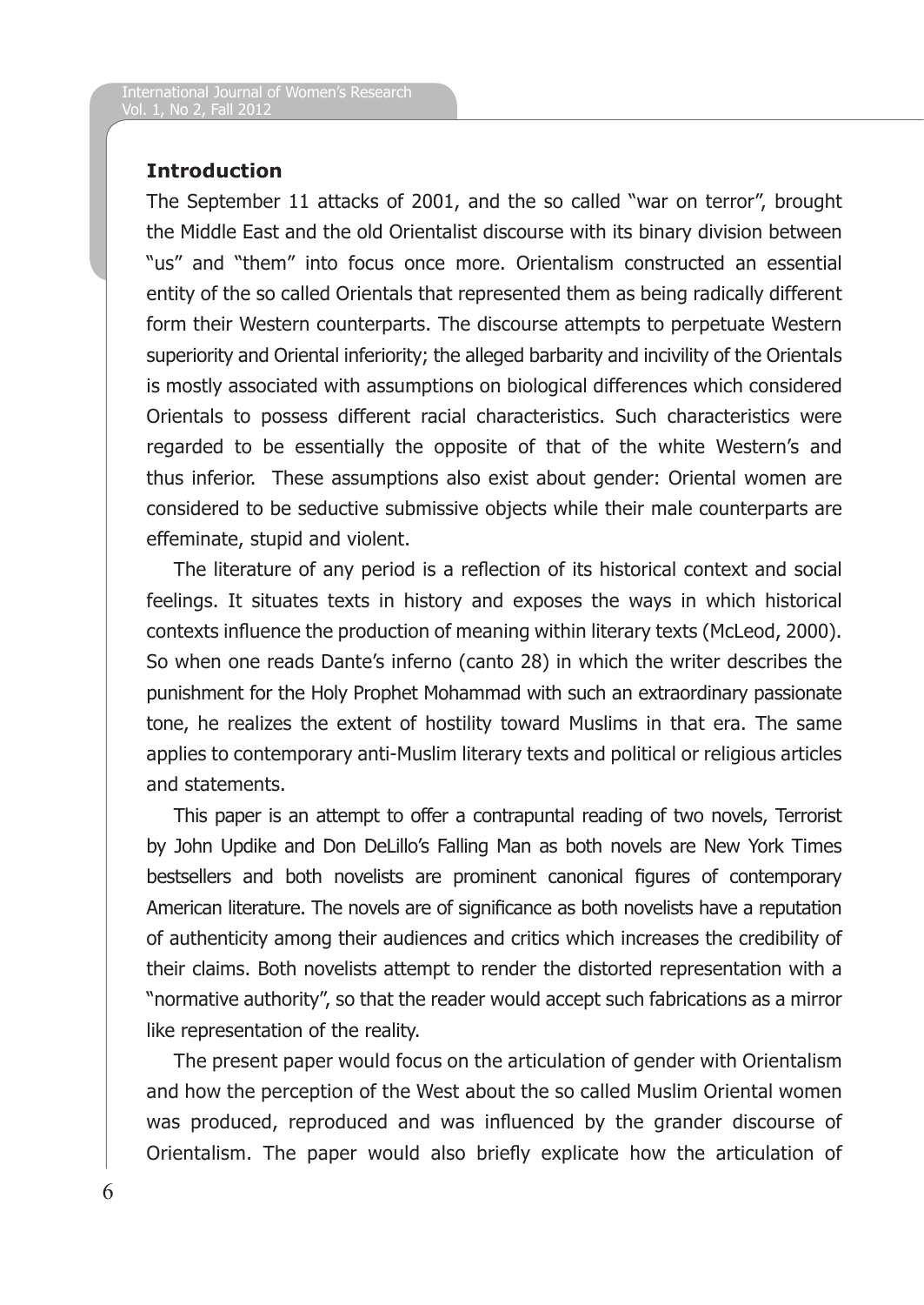## Introduction

The September 11 attacks of 2001, and the so called "war on terror", brought the Middle East and the old Orientalist discourse with its binary division between "us" and "them" into focus once more. Orientalism constructed an essential entity of the so called Orientals that represented them as being radically different form their Western counterparts. The discourse attempts to perpetuate Western superiority and Oriental inferiority; the alleged barbarity and incivility of the Orientals is mostly associated with assumptions on biological differences which considered Orientals to possess different racial characteristics. Such characteristics were regarded to be essentially the opposite of that of the white Western's and thus inferior. These assumptions also exist about gender: Oriental women are considered to be seductive submissive objects while their male counterparts are effeminate, stupid and violent.

The literature of any period is a reflection of its historical context and social feelings. It situates texts in history and exposes the ways in which historical contexts influence the production of meaning within literary texts (McLeod, 2000). So when one reads Dante's inferno (canto 28) in which the writer describes the punishment for the Holy Prophet Mohammad with such an extraordinary passionate tone, he realizes the extent of hostility toward Muslims in that era. The same applies to contemporary anti-Muslim literary texts and political or religious articles and statements.

This paper is an attempt to offer a contrapuntal reading of two novels, Terrorist by John Updike and Don DeLillo's Falling Man as both novels are New York Times bestsellers and both novelists are prominent canonical figures of contemporary American literature. The novels are of significance as both novelists have a reputation of authenticity among their audiences and critics which increases the credibility of their claims. Both novelists attempt to render the distorted representation with a "normative authority", so that the reader would accept such fabrications as a mirror like representation of the reality.

The present paper would focus on the articulation of gender with Orientalism and how the perception of the West about the so called Muslim Oriental women was produced, reproduced and was influenced by the grander discourse of Orientalism. The paper would also briefly explicate how the articulation of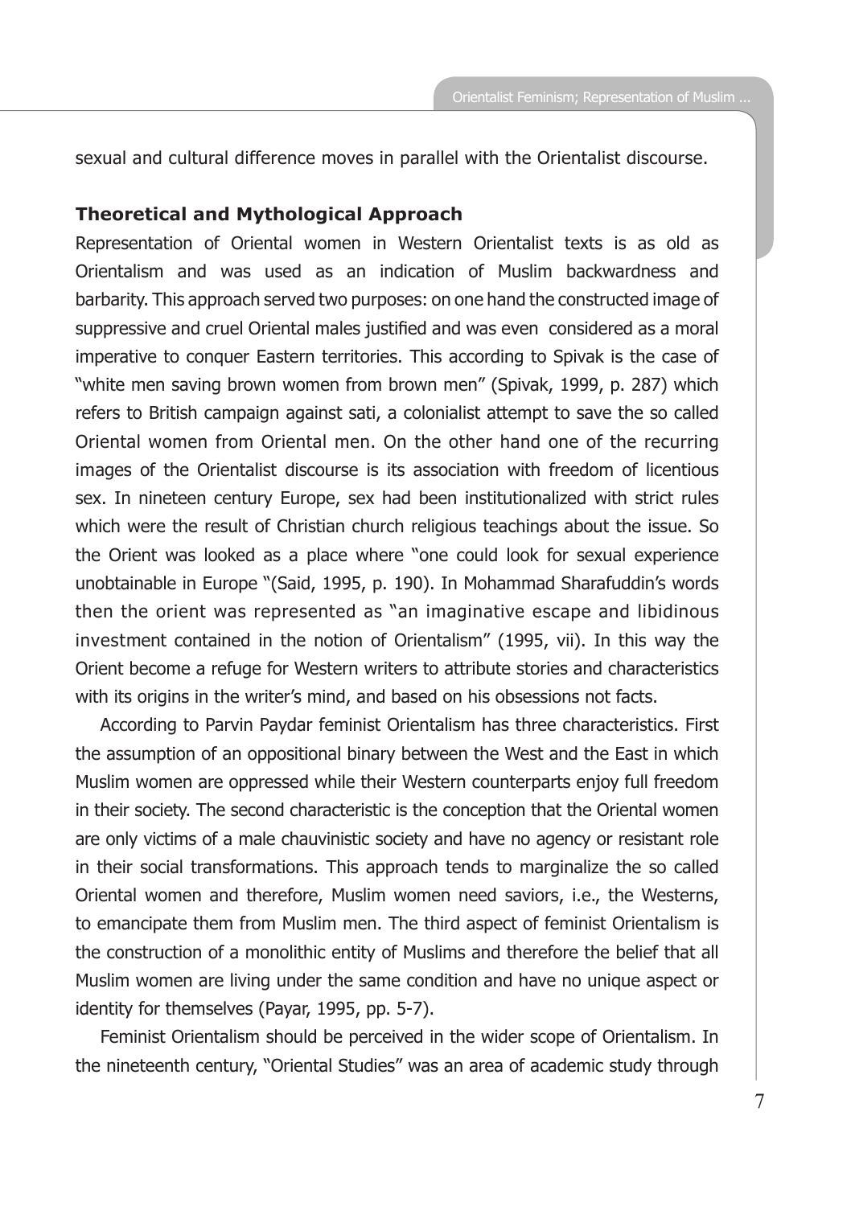sexual and cultural difference moves in parallel with the Orientalist discourse.

## Theoretical and Mythological Approach

Representation of Oriental women in Western Orientalist texts is as old as Orientalism and was used as an indication of Muslim backwardness and barbarity. This approach served two purposes: on one hand the constructed image of suppressive and cruel Oriental males justified and was even considered as a moral imperative to conquer Eastern territories. This according to Spivak is the case of "white men saving brown women from brown men" (Spivak, 1999, p. 287) which refers to British campaign against sati, a colonialist attempt to save the so called Oriental women from Oriental men. On the other hand one of the recurring images of the Orientalist discourse is its association with freedom of licentious sex. In nineteen century Europe, sex had been institutionalized with strict rules which were the result of Christian church religious teachings about the issue. So the Orient was looked as a place where "one could look for sexual experience unobtainable in Europe "(Said, 1995, p. 190). In Mohammad Sharafuddin's words then the orient was represented as "an imaginative escape and libidinous investment contained in the notion of Orientalism" (1995, vii). In this way the Orient become a refuge for Western writers to attribute stories and characteristics with its origins in the writer's mind, and based on his obsessions not facts.

According to Parvin Paydar feminist Orientalism has three characteristics. First the assumption of an oppositional binary between the West and the East in which Muslim women are oppressed while their Western counterparts enjoy full freedom in their society. The second characteristic is the conception that the Oriental women are only victims of a male chauvinistic society and have no agency or resistant role in their social transformations. This approach tends to marginalize the so called Oriental women and therefore, Muslim women need saviors, i.e., the Westerns, to emancipate them from Muslim men. The third aspect of feminist Orientalism is the construction of a monolithic entity of Muslims and therefore the belief that all Muslim women are living under the same condition and have no unique aspect or identity for themselves (Payar, 1995, pp. 5-7).

Feminist Orientalism should be perceived in the wider scope of Orientalism. In the nineteenth century, "Oriental Studies" was an area of academic study through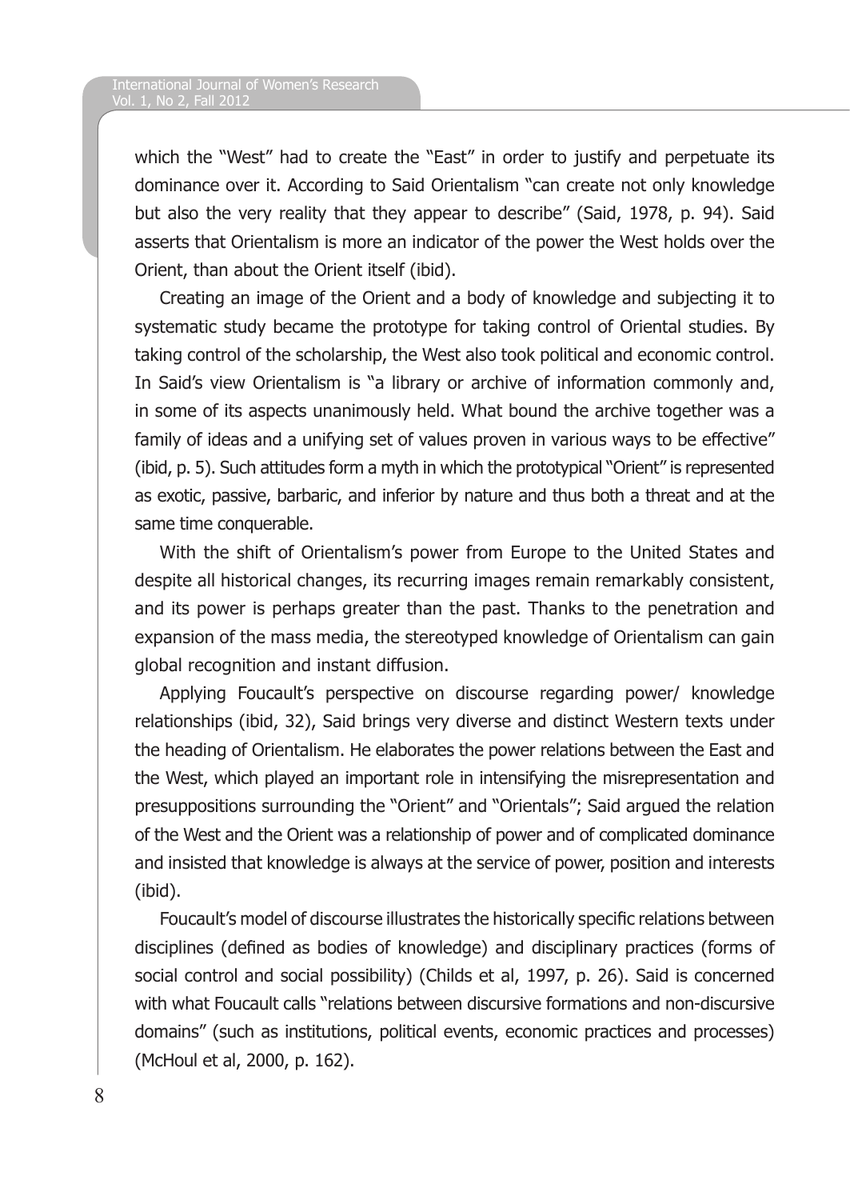which the "West" had to create the "East" in order to justify and perpetuate its dominance over it. According to Said Orientalism "can create not only knowledge but also the very reality that they appear to describe" (Said, 1978, p. 94). Said asserts that Orientalism is more an indicator of the power the West holds over the Orient, than about the Orient itself (ibid).

Creating an image of the Orient and a body of knowledge and subjecting it to systematic study became the prototype for taking control of Oriental studies. By taking control of the scholarship, the West also took political and economic control. In Said's view Orientalism is "a library or archive of information commonly and, in some of its aspects unanimously held. What bound the archive together was a family of ideas and a unifying set of values proven in various ways to be effective" (ibid, p. 5). Such attitudes form a myth in which the prototypical "Orient" is represented as exotic, passive, barbaric, and inferior by nature and thus both a threat and at the same time conquerable.

With the shift of Orientalism's power from Europe to the United States and despite all historical changes, its recurring images remain remarkably consistent, and its power is perhaps greater than the past. Thanks to the penetration and expansion of the mass media, the stereotyped knowledge of Orientalism can gain global recognition and instant diffusion.

Applying Foucault's perspective on discourse regarding power/ knowledge relationships (ibid, 32), Said brings very diverse and distinct Western texts under the heading of Orientalism. He elaborates the power relations between the East and the West, which played an important role in intensifying the misrepresentation and presuppositions surrounding the "Orient" and "Orientals"; Said argued the relation of the West and the Orient was a relationship of power and of complicated dominance and insisted that knowledge is always at the service of power, position and interests (ibid).

Foucault's model of discourse illustrates the historically specific relations between disciplines (defined as bodies of knowledge) and disciplinary practices (forms of social control and social possibility) (Childs et al, 1997, p. 26). Said is concerned with what Foucault calls "relations between discursive formations and non-discursive domains" (such as institutions, political events, economic practices and processes) (McHoul et al, 2000, p. 162).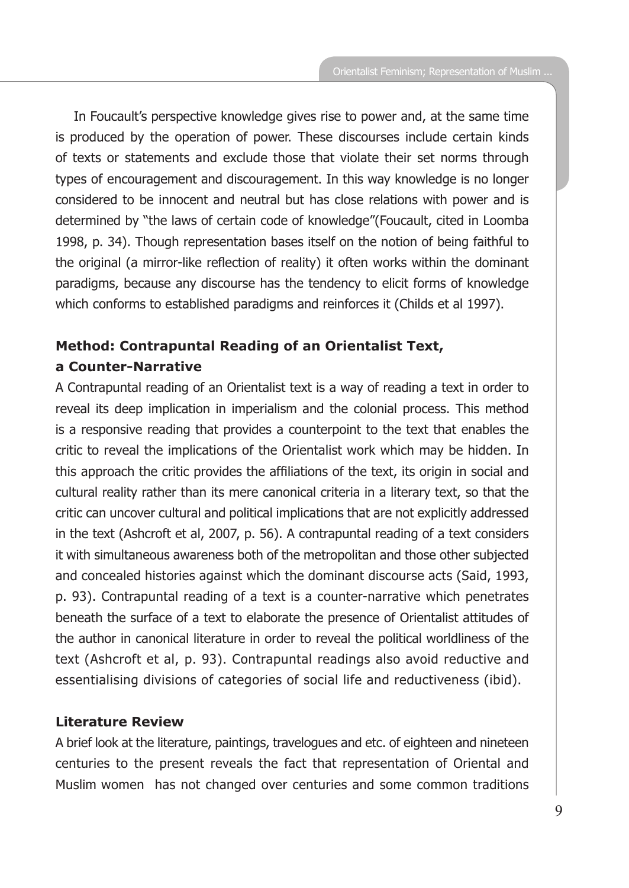In Foucault's perspective knowledge gives rise to power and, at the same time is produced by the operation of power. These discourses include certain kinds of texts or statements and exclude those that violate their set norms through types of encouragement and discouragement. In this way knowledge is no longer considered to be innocent and neutral but has close relations with power and is determined by "the laws of certain code of knowledge"(Foucault, cited in Loomba 1998, p. 34). Though representation bases itself on the notion of being faithful to the original (a mirror-like reflection of reality) it often works within the dominant paradigms, because any discourse has the tendency to elicit forms of knowledge which conforms to established paradigms and reinforces it (Childs et al 1997).

## Method: Contrapuntal Reading of an Orientalist Text, a Counter-Narrative

A Contrapuntal reading of an Orientalist text is a way of reading a text in order to reveal its deep implication in imperialism and the colonial process. This method is a responsive reading that provides a counterpoint to the text that enables the critic to reveal the implications of the Orientalist work which may be hidden. In this approach the critic provides the affiliations of the text, its origin in social and cultural reality rather than its mere canonical criteria in a literary text, so that the critic can uncover cultural and political implications that are not explicitly addressed in the text (Ashcroft et al, 2007, p. 56). A contrapuntal reading of a text considers it with simultaneous awareness both of the metropolitan and those other subjected and concealed histories against which the dominant discourse acts (Said, 1993, p. 93). Contrapuntal reading of a text is a counter-narrative which penetrates beneath the surface of a text to elaborate the presence of Orientalist attitudes of the author in canonical literature in order to reveal the political worldliness of the text (Ashcroft et al, p. 93). Contrapuntal readings also avoid reductive and essentialising divisions of categories of social life and reductiveness (ibid).

## Literature Review

A brief look at the literature, paintings, travelogues and etc. of eighteen and nineteen centuries to the present reveals the fact that representation of Oriental and Muslim women has not changed over centuries and some common traditions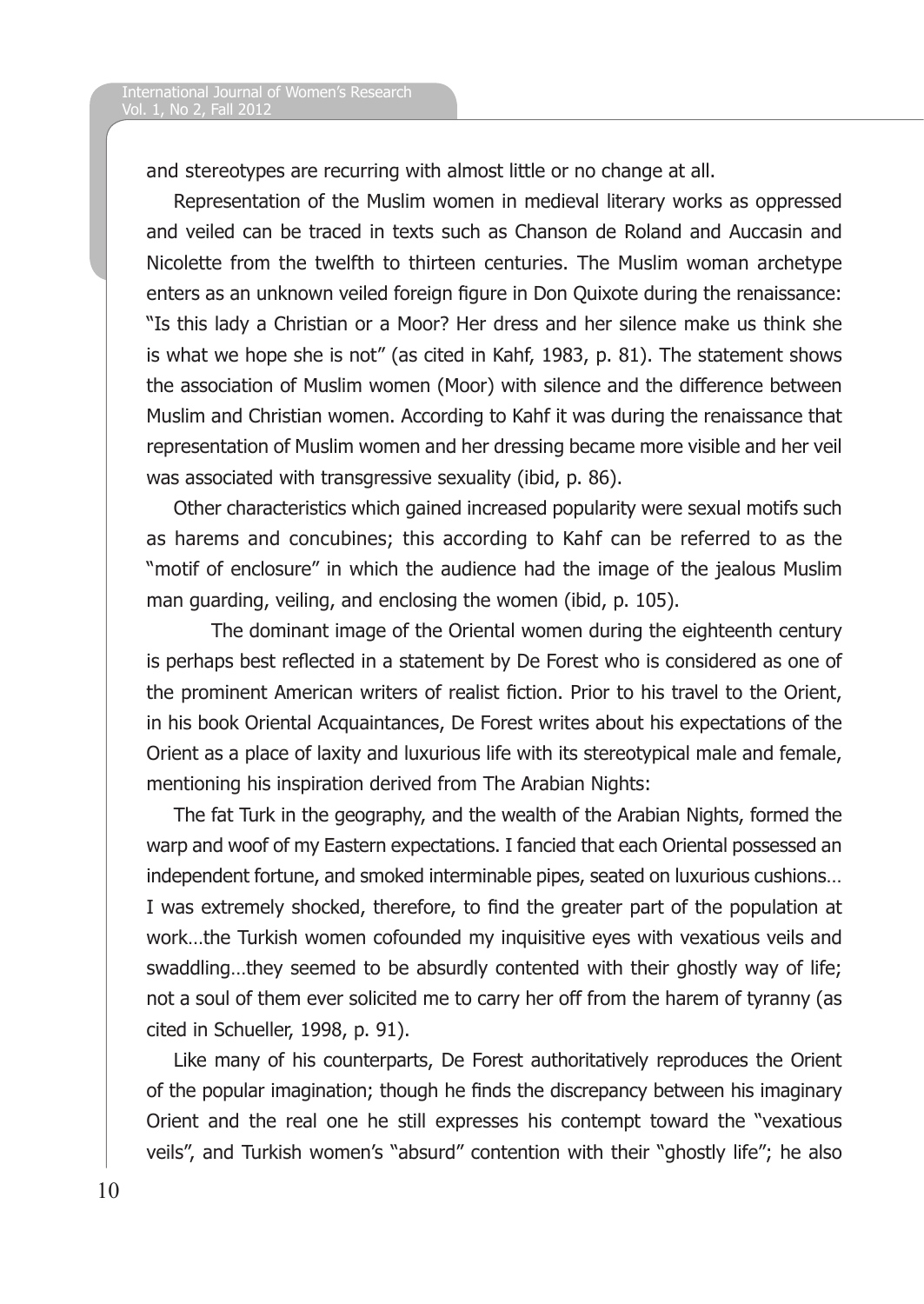and stereotypes are recurring with almost little or no change at all.

Representation of the Muslim women in medieval literary works as oppressed and veiled can be traced in texts such as Chanson de Roland and Auccasin and Nicolette from the twelfth to thirteen centuries. The Muslim woman archetype enters as an unknown veiled foreign figure in Don Quixote during the renaissance: "Is this lady a Christian or a Moor? Her dress and her silence make us think she is what we hope she is not" (as cited in Kahf, 1983, p. 81). The statement shows the association of Muslim women (Moor) with silence and the difference between Muslim and Christian women. According to Kahf it was during the renaissance that representation of Muslim women and her dressing became more visible and her veil was associated with transgressive sexuality (ibid, p. 86).

Other characteristics which gained increased popularity were sexual motifs such as harems and concubines; this according to Kahf can be referred to as the "motif of enclosure" in which the audience had the image of the jealous Muslim man guarding, veiling, and enclosing the women (ibid, p. 105).

The dominant image of the Oriental women during the eighteenth century is perhaps best reflected in a statement by De Forest who is considered as one of the prominent American writers of realist fiction. Prior to his travel to the Orient, in his book Oriental Acquaintances, De Forest writes about his expectations of the Orient as a place of laxity and luxurious life with its stereotypical male and female, mentioning his inspiration derived from The Arabian Nights:

The fat Turk in the geography, and the wealth of the Arabian Nights, formed the warp and woof of my Eastern expectations. I fancied that each Oriental possessed an independent fortune, and smoked interminable pipes, seated on luxurious cushions… I was extremely shocked, therefore, to find the greater part of the population at work…the Turkish women cofounded my inquisitive eyes with vexatious veils and swaddling…they seemed to be absurdly contented with their ghostly way of life; not a soul of them ever solicited me to carry her off from the harem of tyranny (as cited in Schueller, 1998, p. 91).

Like many of his counterparts, De Forest authoritatively reproduces the Orient of the popular imagination; though he finds the discrepancy between his imaginary Orient and the real one he still expresses his contempt toward the "vexatious veils", and Turkish women's "absurd" contention with their "ghostly life"; he also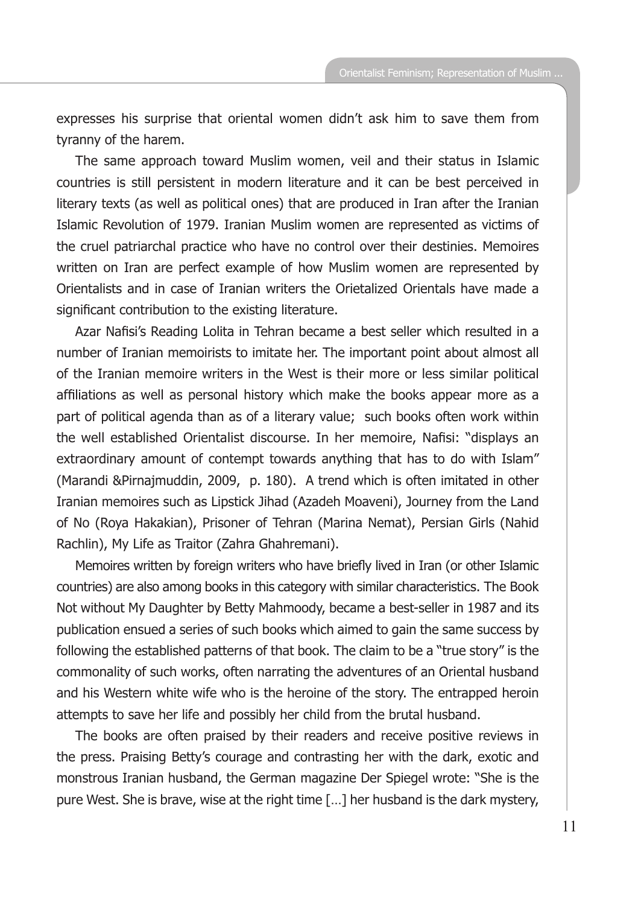expresses his surprise that oriental women didn't ask him to save them from tyranny of the harem.

The same approach toward Muslim women, veil and their status in Islamic countries is still persistent in modern literature and it can be best perceived in literary texts (as well as political ones) that are produced in Iran after the Iranian Islamic Revolution of 1979. Iranian Muslim women are represented as victims of the cruel patriarchal practice who have no control over their destinies. Memoires written on Iran are perfect example of how Muslim women are represented by Orientalists and in case of Iranian writers the Orietalized Orientals have made a significant contribution to the existing literature.

Azar Nafisi's Reading Lolita in Tehran became a best seller which resulted in a number of Iranian memoirists to imitate her. The important point about almost all of the Iranian memoire writers in the West is their more or less similar political affiliations as well as personal history which make the books appear more as a part of political agenda than as of a literary value; such books often work within the well established Orientalist discourse. In her memoire, Nafisi: "displays an extraordinary amount of contempt towards anything that has to do with Islam" (Marandi &Pirnajmuddin, 2009, p. 180). A trend which is often imitated in other Iranian memoires such as Lipstick Jihad (Azadeh Moaveni), Journey from the Land of No (Roya Hakakian), Prisoner of Tehran (Marina Nemat), Persian Girls (Nahid Rachlin), My Life as Traitor (Zahra Ghahremani).

Memoires written by foreign writers who have briefly lived in Iran (or other Islamic countries) are also among books in this category with similar characteristics. The Book Not without My Daughter by Betty Mahmoody, became a best-seller in 1987 and its publication ensued a series of such books which aimed to gain the same success by following the established patterns of that book. The claim to be a "true story" is the commonality of such works, often narrating the adventures of an Oriental husband and his Western white wife who is the heroine of the story. The entrapped heroin attempts to save her life and possibly her child from the brutal husband.

The books are often praised by their readers and receive positive reviews in the press. Praising Betty's courage and contrasting her with the dark, exotic and monstrous Iranian husband, the German magazine Der Spiegel wrote: "She is the pure West. She is brave, wise at the right time […] her husband is the dark mystery,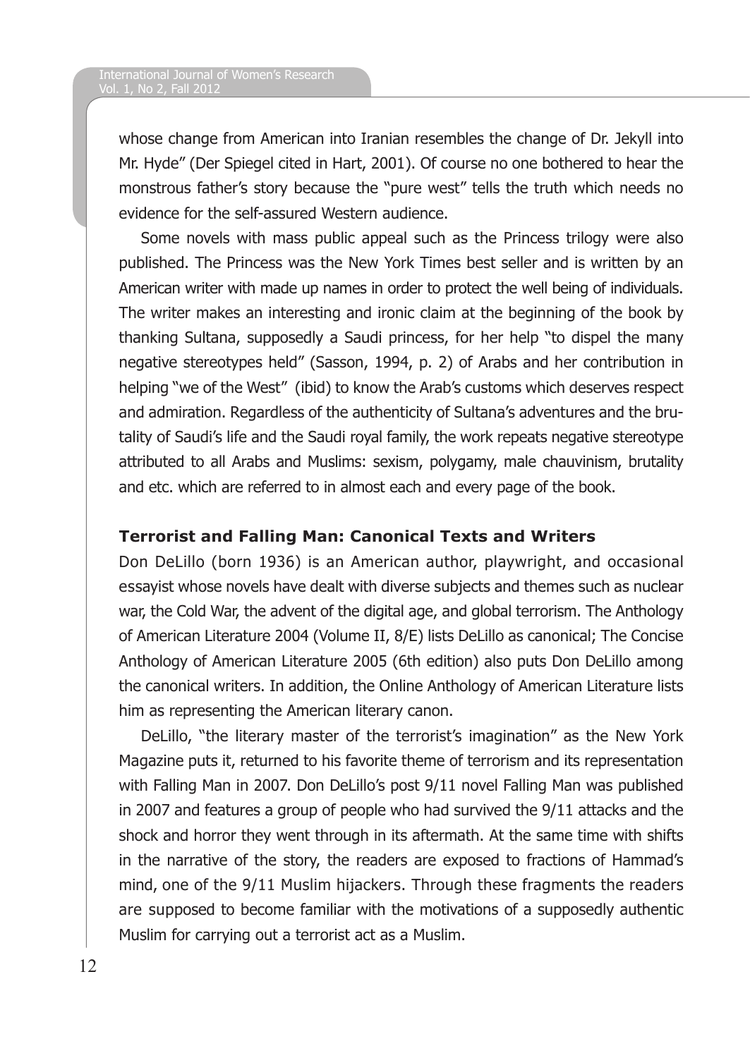whose change from American into Iranian resembles the change of Dr. Jekyll into Mr. Hyde" (Der Spiegel cited in Hart, 2001). Of course no one bothered to hear the monstrous father's story because the "pure west" tells the truth which needs no evidence for the self-assured Western audience.

Some novels with mass public appeal such as the Princess trilogy were also published. The Princess was the New York Times best seller and is written by an American writer with made up names in order to protect the well being of individuals. The writer makes an interesting and ironic claim at the beginning of the book by thanking Sultana, supposedly a Saudi princess, for her help "to dispel the many negative stereotypes held" (Sasson, 1994, p. 2) of Arabs and her contribution in helping "we of the West" (ibid) to know the Arab's customs which deserves respect and admiration. Regardless of the authenticity of Sultana's adventures and the brutality of Saudi's life and the Saudi royal family, the work repeats negative stereotype attributed to all Arabs and Muslims: sexism, polygamy, male chauvinism, brutality and etc. which are referred to in almost each and every page of the book.

### Terrorist and Falling Man: Canonical Texts and Writers

Don DeLillo (born 1936) is an American author, playwright, and occasional essayist whose novels have dealt with diverse subjects and themes such as nuclear war, the Cold War, the advent of the digital age, and global terrorism. The Anthology of American Literature 2004 (Volume II, 8/E) lists DeLillo as canonical; The Concise Anthology of American Literature 2005 (6th edition) also puts Don DeLillo among the canonical writers. In addition, the Online Anthology of American Literature lists him as representing the American literary canon.

DeLillo, "the literary master of the terrorist's imagination" as the New York Magazine puts it, returned to his favorite theme of terrorism and its representation with Falling Man in 2007. Don DeLillo's post 9/11 novel Falling Man was published in 2007 and features a group of people who had survived the 9/11 attacks and the shock and horror they went through in its aftermath. At the same time with shifts in the narrative of the story, the readers are exposed to fractions of Hammad's mind, one of the 9/11 Muslim hijackers. Through these fragments the readers are supposed to become familiar with the motivations of a supposedly authentic Muslim for carrying out a terrorist act as a Muslim.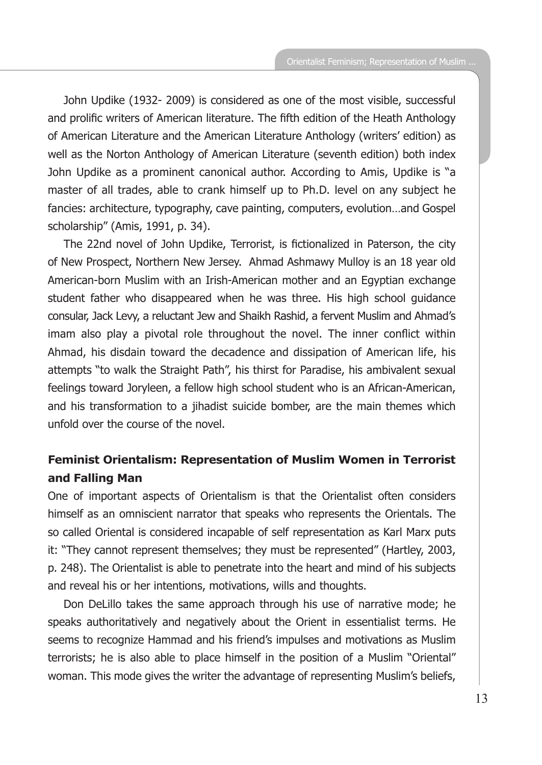John Updike (1932- 2009) is considered as one of the most visible, successful and prolific writers of American literature. The fifth edition of the Heath Anthology of American Literature and the American Literature Anthology (writers' edition) as well as the Norton Anthology of American Literature (seventh edition) both index John Updike as a prominent canonical author. According to Amis, Updike is "a master of all trades, able to crank himself up to Ph.D. level on any subject he fancies: architecture, typography, cave painting, computers, evolution…and Gospel scholarship" (Amis, 1991, p. 34).

The 22nd novel of John Updike, Terrorist, is fictionalized in Paterson, the city of New Prospect, Northern New Jersey. Ahmad Ashmawy Mulloy is an 18 year old American-born Muslim with an Irish-American mother and an Egyptian exchange student father who disappeared when he was three. His high school guidance consular, Jack Levy, a reluctant Jew and Shaikh Rashid, a fervent Muslim and Ahmad's imam also play a pivotal role throughout the novel. The inner conflict within Ahmad, his disdain toward the decadence and dissipation of American life, his attempts "to walk the Straight Path", his thirst for Paradise, his ambivalent sexual feelings toward Joryleen, a fellow high school student who is an African-American, and his transformation to a jihadist suicide bomber, are the main themes which unfold over the course of the novel.

## Feminist Orientalism: Representation of Muslim Women in Terrorist and Falling Man

One of important aspects of Orientalism is that the Orientalist often considers himself as an omniscient narrator that speaks who represents the Orientals. The so called Oriental is considered incapable of self representation as Karl Marx puts it: "They cannot represent themselves; they must be represented" (Hartley, 2003, p. 248). The Orientalist is able to penetrate into the heart and mind of his subjects and reveal his or her intentions, motivations, wills and thoughts.

Don DeLillo takes the same approach through his use of narrative mode; he speaks authoritatively and negatively about the Orient in essentialist terms. He seems to recognize Hammad and his friend's impulses and motivations as Muslim terrorists; he is also able to place himself in the position of a Muslim "Oriental" woman. This mode gives the writer the advantage of representing Muslim's beliefs,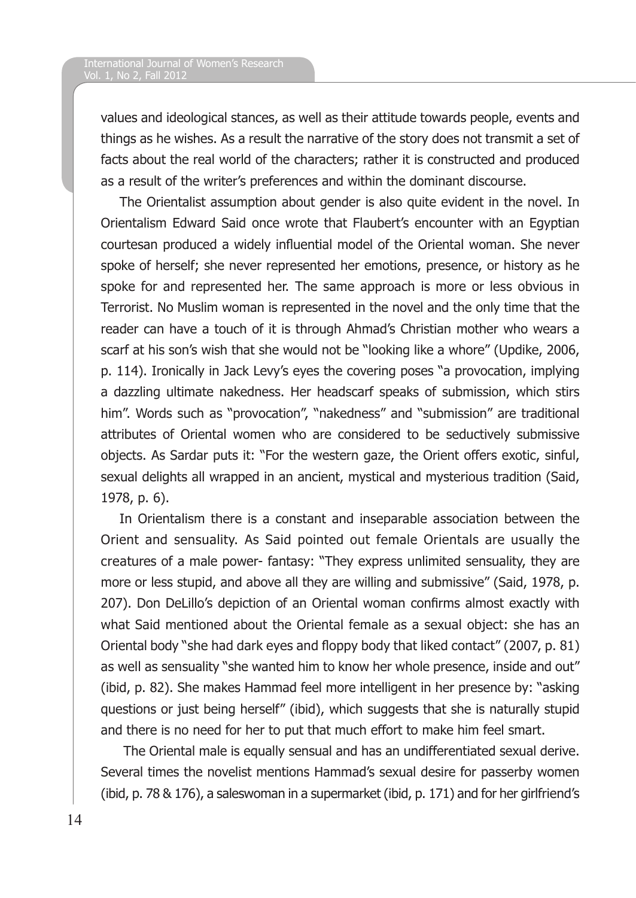values and ideological stances, as well as their attitude towards people, events and things as he wishes. As a result the narrative of the story does not transmit a set of facts about the real world of the characters; rather it is constructed and produced as a result of the writer's preferences and within the dominant discourse.

The Orientalist assumption about gender is also quite evident in the novel. In Orientalism Edward Said once wrote that Flaubert's encounter with an Egyptian courtesan produced a widely influential model of the Oriental woman. She never spoke of herself; she never represented her emotions, presence, or history as he spoke for and represented her. The same approach is more or less obvious in Terrorist. No Muslim woman is represented in the novel and the only time that the reader can have a touch of it is through Ahmad's Christian mother who wears a scarf at his son's wish that she would not be "looking like a whore" (Updike, 2006, p. 114). Ironically in Jack Levy's eyes the covering poses "a provocation, implying a dazzling ultimate nakedness. Her headscarf speaks of submission, which stirs him". Words such as "provocation", "nakedness" and "submission" are traditional attributes of Oriental women who are considered to be seductively submissive objects. As Sardar puts it: "For the western gaze, the Orient offers exotic, sinful, sexual delights all wrapped in an ancient, mystical and mysterious tradition (Said, 1978, p. 6).

In Orientalism there is a constant and inseparable association between the Orient and sensuality. As Said pointed out female Orientals are usually the creatures of a male power- fantasy: "They express unlimited sensuality, they are more or less stupid, and above all they are willing and submissive" (Said, 1978, p. 207). Don DeLillo's depiction of an Oriental woman confirms almost exactly with what Said mentioned about the Oriental female as a sexual object: she has an Oriental body "she had dark eyes and floppy body that liked contact" (2007, p. 81) as well as sensuality "she wanted him to know her whole presence, inside and out" (ibid, p. 82). She makes Hammad feel more intelligent in her presence by: "asking questions or just being herself" (ibid), which suggests that she is naturally stupid and there is no need for her to put that much effort to make him feel smart.

The Oriental male is equally sensual and has an undifferentiated sexual derive. Several times the novelist mentions Hammad's sexual desire for passerby women (ibid, p. 78 & 176), a saleswoman in a supermarket (ibid, p. 171) and for her girlfriend's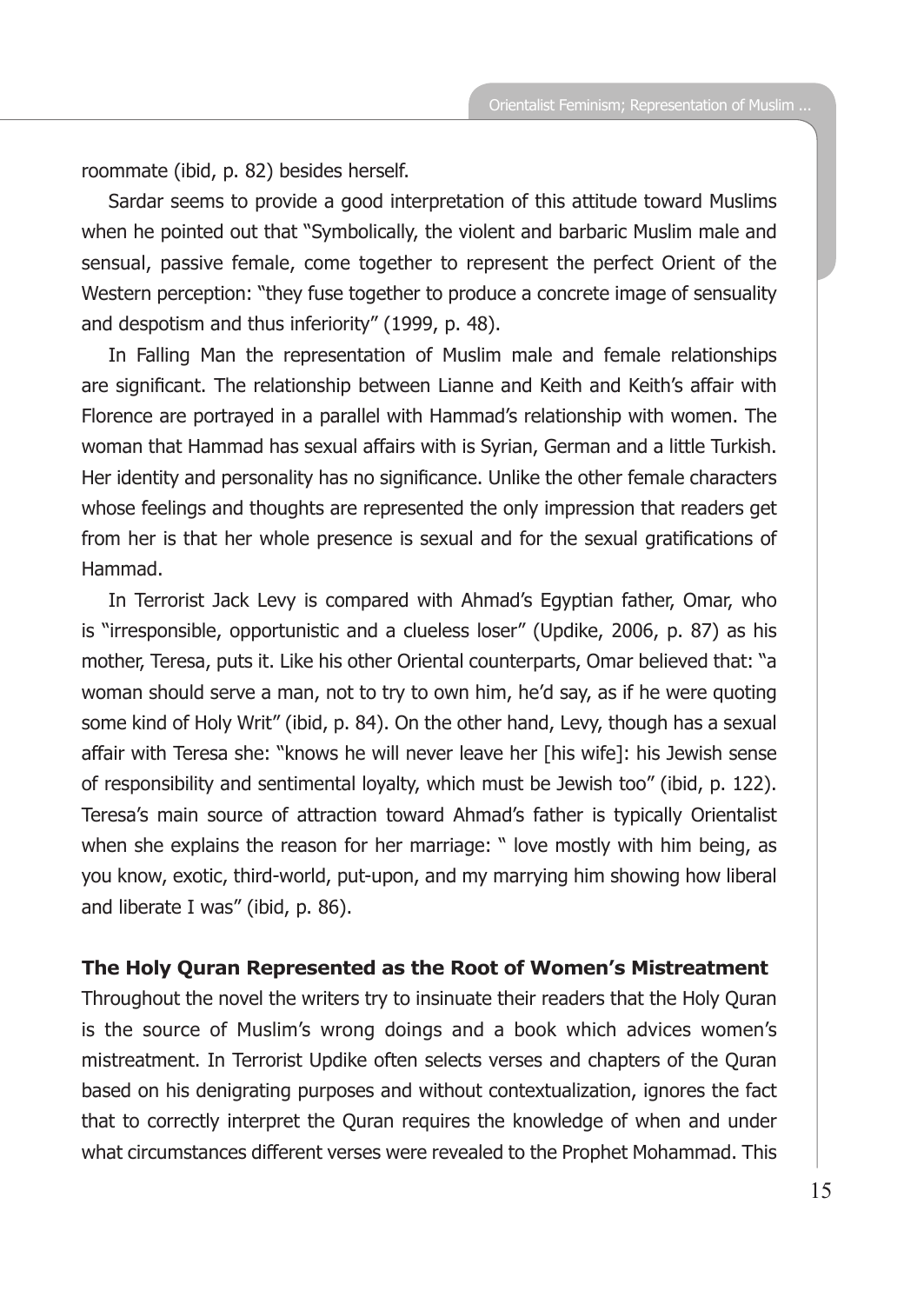roommate (ibid, p. 82) besides herself.

Sardar seems to provide a good interpretation of this attitude toward Muslims when he pointed out that "Symbolically, the violent and barbaric Muslim male and sensual, passive female, come together to represent the perfect Orient of the Western perception: "they fuse together to produce a concrete image of sensuality and despotism and thus inferiority" (1999, p. 48).

In Falling Man the representation of Muslim male and female relationships are significant. The relationship between Lianne and Keith and Keith's affair with Florence are portrayed in a parallel with Hammad's relationship with women. The woman that Hammad has sexual affairs with is Syrian, German and a little Turkish. Her identity and personality has no significance. Unlike the other female characters whose feelings and thoughts are represented the only impression that readers get from her is that her whole presence is sexual and for the sexual gratifications of Hammad.

In Terrorist Jack Levy is compared with Ahmad's Egyptian father, Omar, who is "irresponsible, opportunistic and a clueless loser" (Updike, 2006, p. 87) as his mother, Teresa, puts it. Like his other Oriental counterparts, Omar believed that: "a woman should serve a man, not to try to own him, he'd say, as if he were quoting some kind of Holy Writ" (ibid, p. 84). On the other hand, Levy, though has a sexual affair with Teresa she: "knows he will never leave her [his wife]: his Jewish sense of responsibility and sentimental loyalty, which must be Jewish too" (ibid, p. 122). Teresa's main source of attraction toward Ahmad's father is typically Orientalist when she explains the reason for her marriage: " love mostly with him being, as you know, exotic, third-world, put-upon, and my marrying him showing how liberal and liberate I was" (ibid, p. 86).

## The Holy Quran Represented as the Root of Women's Mistreatment

Throughout the novel the writers try to insinuate their readers that the Holy Quran is the source of Muslim's wrong doings and a book which advices women's mistreatment. In Terrorist Updike often selects verses and chapters of the Quran based on his denigrating purposes and without contextualization, ignores the fact that to correctly interpret the Quran requires the knowledge of when and under what circumstances different verses were revealed to the Prophet Mohammad. This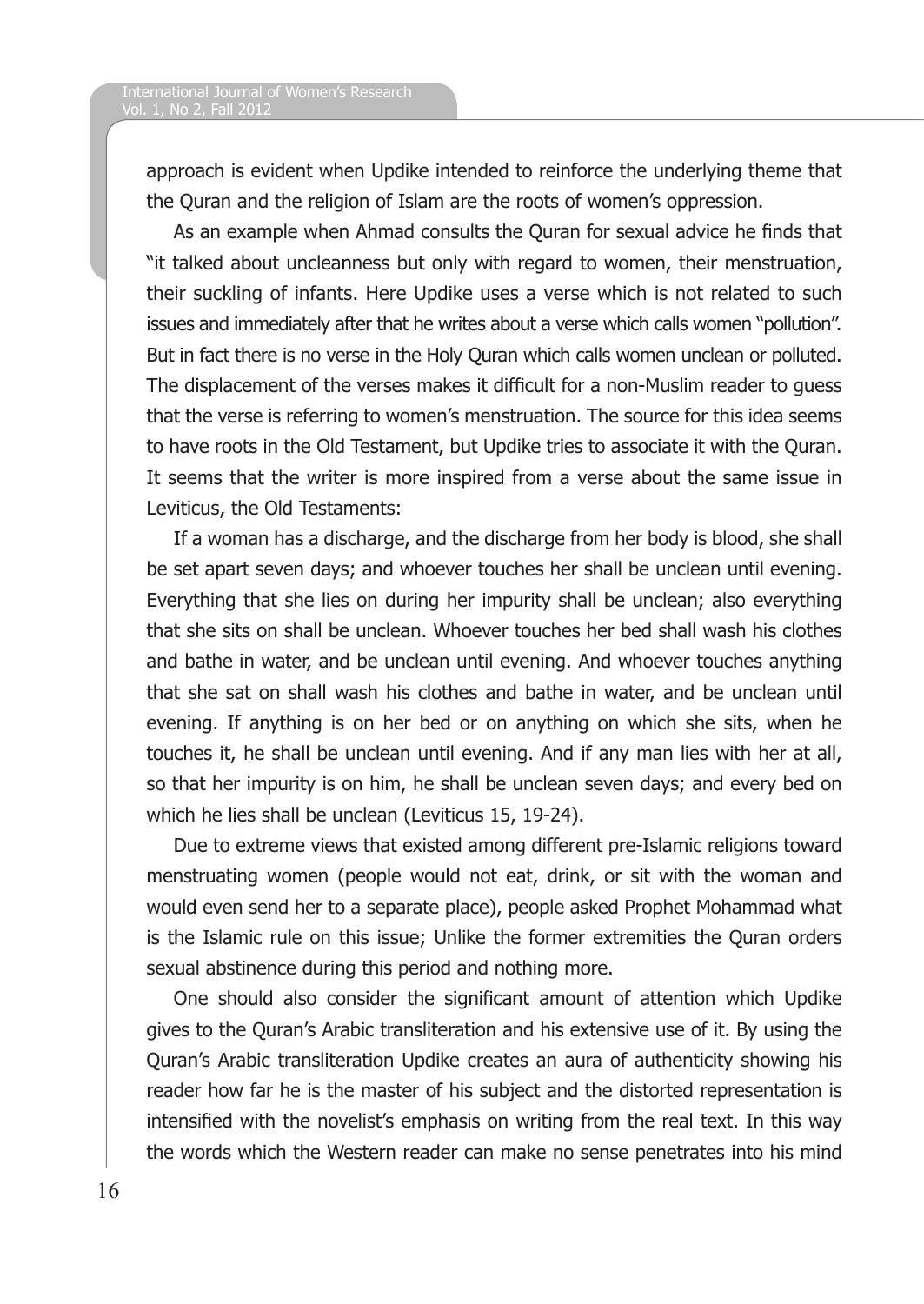approach is evident when Updike intended to reinforce the underlying theme that the Quran and the religion of Islam are the roots of women's oppression.

As an example when Ahmad consults the Quran for sexual advice he finds that "it talked about uncleanness but only with regard to women, their menstruation, their suckling of infants. Here Updike uses a verse which is not related to such issues and immediately after that he writes about a verse which calls women "pollution". But in fact there is no verse in the Holy Quran which calls women unclean or polluted. The displacement of the verses makes it difficult for a non-Muslim reader to guess that the verse is referring to women's menstruation. The source for this idea seems to have roots in the Old Testament, but Updike tries to associate it with the Quran. It seems that the writer is more inspired from a verse about the same issue in Leviticus, the Old Testaments:

If a woman has a discharge, and the discharge from her body is blood, she shall be set apart seven days; and whoever touches her shall be unclean until evening. Everything that she lies on during her impurity shall be unclean; also everything that she sits on shall be unclean. Whoever touches her bed shall wash his clothes and bathe in water, and be unclean until evening. And whoever touches anything that she sat on shall wash his clothes and bathe in water, and be unclean until evening. If anything is on her bed or on anything on which she sits, when he touches it, he shall be unclean until evening. And if any man lies with her at all, so that her impurity is on him, he shall be unclean seven days; and every bed on which he lies shall be unclean (Leviticus 15, 19-24).

Due to extreme views that existed among different pre-Islamic religions toward menstruating women (people would not eat, drink, or sit with the woman and would even send her to a separate place), people asked Prophet Mohammad what is the Islamic rule on this issue; Unlike the former extremities the Quran orders sexual abstinence during this period and nothing more.

One should also consider the significant amount of attention which Updike gives to the Quran's Arabic transliteration and his extensive use of it. By using the Quran's Arabic transliteration Updike creates an aura of authenticity showing his reader how far he is the master of his subject and the distorted representation is intensified with the novelist's emphasis on writing from the real text. In this way the words which the Western reader can make no sense penetrates into his mind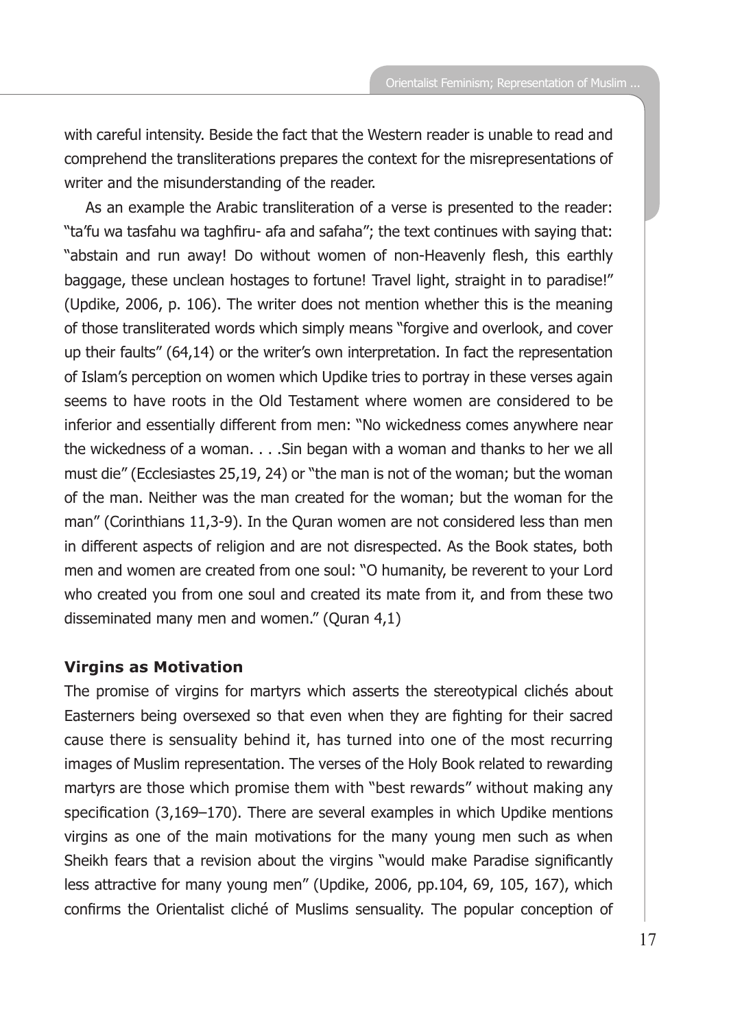with careful intensity. Beside the fact that the Western reader is unable to read and comprehend the transliterations prepares the context for the misrepresentations of writer and the misunderstanding of the reader.

As an example the Arabic transliteration of a verse is presented to the reader: "ta'fu wa tasfahu wa taghfiru- afa and safaha"; the text continues with saying that: "abstain and run away! Do without women of non-Heavenly flesh, this earthly baggage, these unclean hostages to fortune! Travel light, straight in to paradise!" (Updike, 2006, p. 106). The writer does not mention whether this is the meaning of those transliterated words which simply means "forgive and overlook, and cover up their faults" (64,14) or the writer's own interpretation. In fact the representation of Islam's perception on women which Updike tries to portray in these verses again seems to have roots in the Old Testament where women are considered to be inferior and essentially different from men: "No wickedness comes anywhere near the wickedness of a woman. . . .Sin began with a woman and thanks to her we all must die" (Ecclesiastes 25,19, 24) or "the man is not of the woman; but the woman of the man. Neither was the man created for the woman; but the woman for the man" (Corinthians 11,3-9). In the Quran women are not considered less than men in different aspects of religion and are not disrespected. As the Book states, both men and women are created from one soul: "O humanity, be reverent to your Lord who created you from one soul and created its mate from it, and from these two disseminated many men and women." (Quran 4,1)

## Virgins as Motivation

The promise of virgins for martyrs which asserts the stereotypical clichés about Easterners being oversexed so that even when they are fighting for their sacred cause there is sensuality behind it, has turned into one of the most recurring images of Muslim representation. The verses of the Holy Book related to rewarding martyrs are those which promise them with "best rewards" without making any specification (3,169–170). There are several examples in which Updike mentions virgins as one of the main motivations for the many young men such as when Sheikh fears that a revision about the virgins "would make Paradise significantly less attractive for many young men" (Updike, 2006, pp.104, 69, 105, 167), which confirms the Orientalist cliché of Muslims sensuality. The popular conception of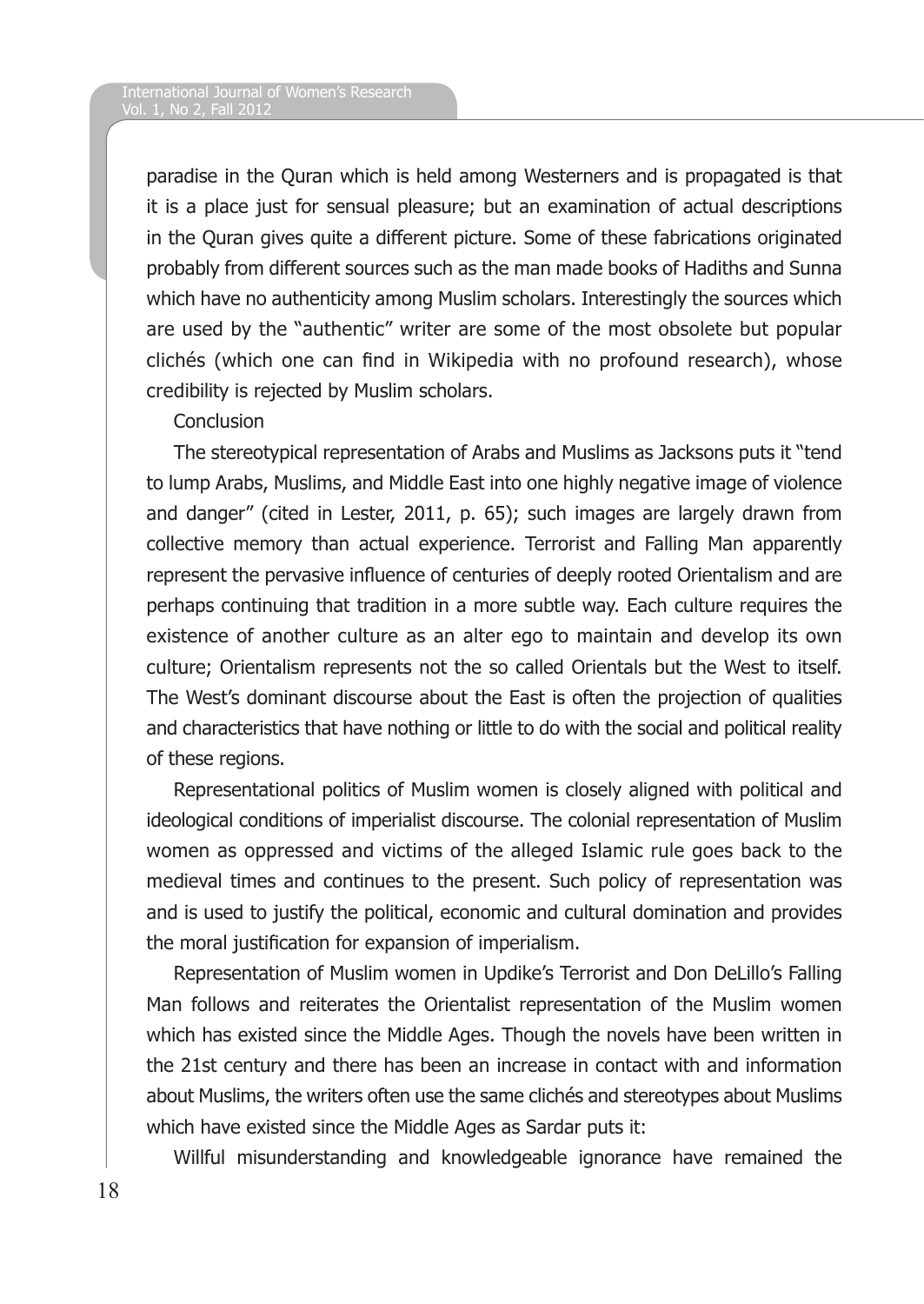paradise in the Quran which is held among Westerners and is propagated is that it is a place just for sensual pleasure; but an examination of actual descriptions in the Quran gives quite a different picture. Some of these fabrications originated probably from different sources such as the man made books of Hadiths and Sunna which have no authenticity among Muslim scholars. Interestingly the sources which are used by the "authentic" writer are some of the most obsolete but popular clichés (which one can find in Wikipedia with no profound research), whose credibility is rejected by Muslim scholars.

## Conclusion

The stereotypical representation of Arabs and Muslims as Jacksons puts it "tend to lump Arabs, Muslims, and Middle East into one highly negative image of violence and danger" (cited in Lester, 2011, p. 65); such images are largely drawn from collective memory than actual experience. Terrorist and Falling Man apparently represent the pervasive influence of centuries of deeply rooted Orientalism and are perhaps continuing that tradition in a more subtle way. Each culture requires the existence of another culture as an alter ego to maintain and develop its own culture; Orientalism represents not the so called Orientals but the West to itself. The West's dominant discourse about the East is often the projection of qualities and characteristics that have nothing or little to do with the social and political reality of these regions.

Representational politics of Muslim women is closely aligned with political and ideological conditions of imperialist discourse. The colonial representation of Muslim women as oppressed and victims of the alleged Islamic rule goes back to the medieval times and continues to the present. Such policy of representation was and is used to justify the political, economic and cultural domination and provides the moral justification for expansion of imperialism.

Representation of Muslim women in Updike's Terrorist and Don DeLillo's Falling Man follows and reiterates the Orientalist representation of the Muslim women which has existed since the Middle Ages. Though the novels have been written in the 21st century and there has been an increase in contact with and information about Muslims, the writers often use the same clichés and stereotypes about Muslims which have existed since the Middle Ages as Sardar puts it:

Willful misunderstanding and knowledgeable ignorance have remained the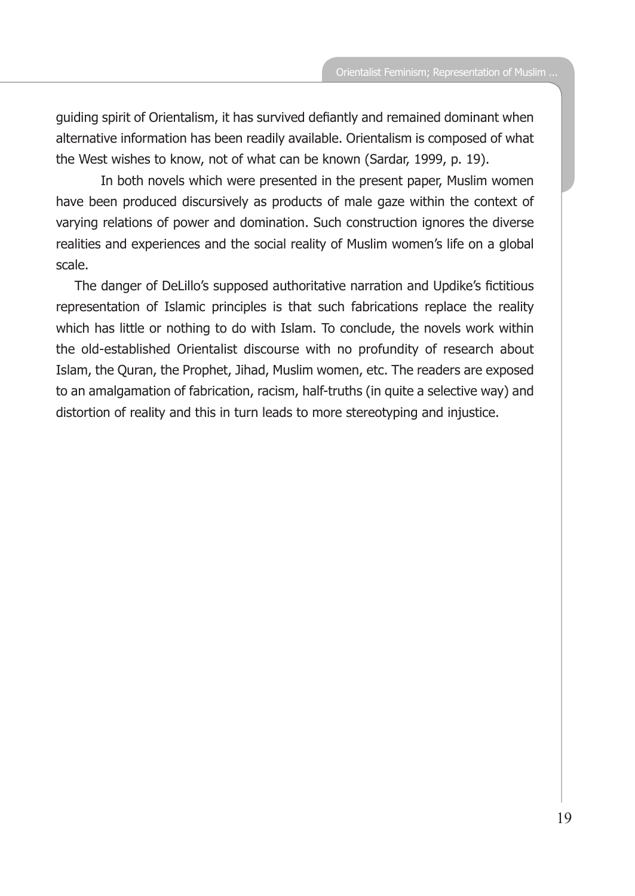guiding spirit of Orientalism, it has survived defiantly and remained dominant when alternative information has been readily available. Orientalism is composed of what the West wishes to know, not of what can be known (Sardar, 1999, p. 19).

In both novels which were presented in the present paper, Muslim women have been produced discursively as products of male gaze within the context of varying relations of power and domination. Such construction ignores the diverse realities and experiences and the social reality of Muslim women's life on a global scale.

The danger of DeLillo's supposed authoritative narration and Updike's fictitious representation of Islamic principles is that such fabrications replace the reality which has little or nothing to do with Islam. To conclude, the novels work within the old-established Orientalist discourse with no profundity of research about Islam, the Quran, the Prophet, Jihad, Muslim women, etc. The readers are exposed to an amalgamation of fabrication, racism, half-truths (in quite a selective way) and distortion of reality and this in turn leads to more stereotyping and injustice.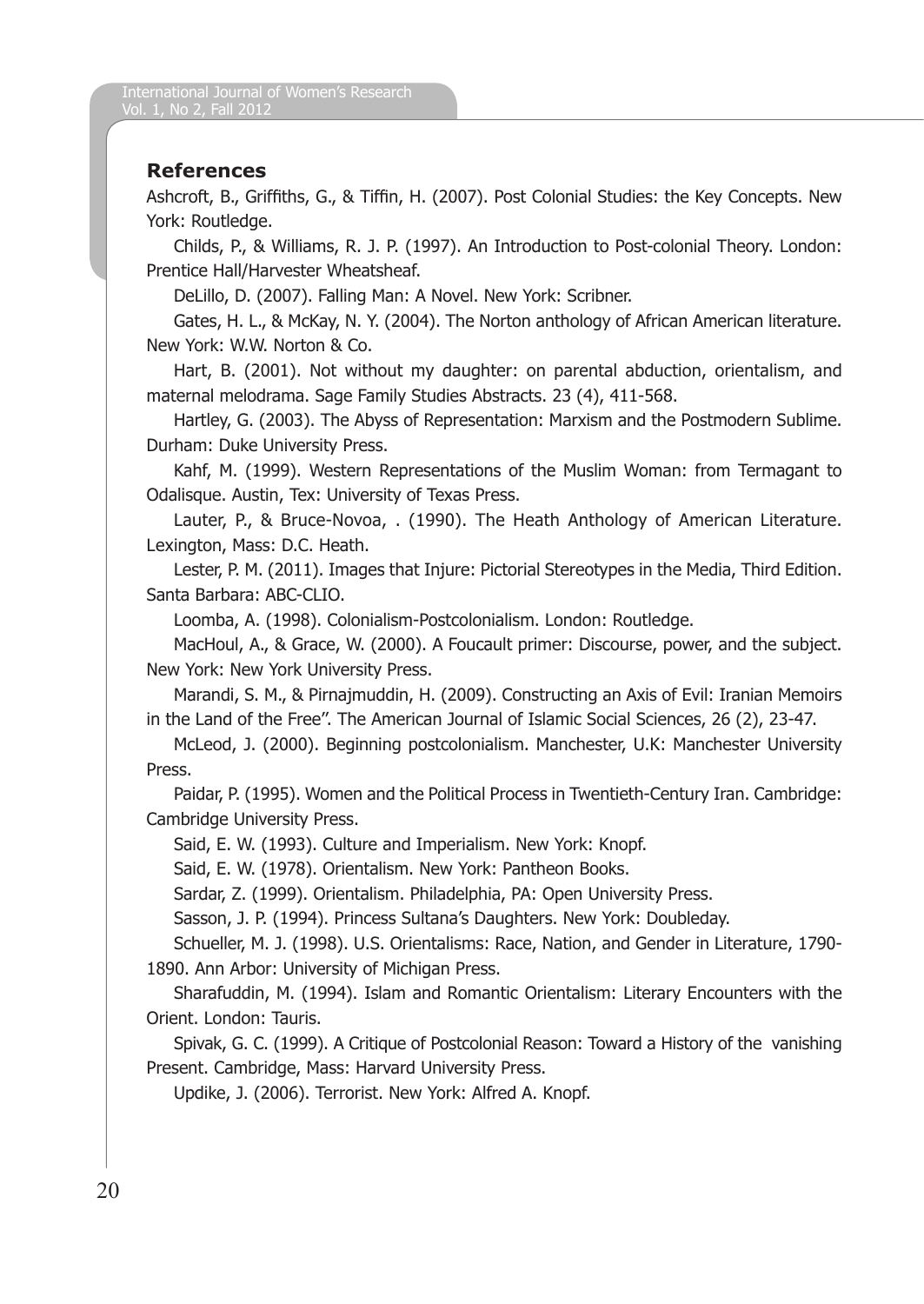## References

Ashcroft, B., Griffiths, G., & Tiffin, H. (2007). Post Colonial Studies: the Key Concepts. New York: Routledge.

Childs, P., & Williams, R. J. P. (1997). An Introduction to Post-colonial Theory. London: Prentice Hall/Harvester Wheatsheaf.

DeLillo, D. (2007). Falling Man: A Novel. New York: Scribner.

Gates, H. L., & McKay, N. Y. (2004). The Norton anthology of African American literature. New York: W.W. Norton & Co.

Hart, B. (2001). Not without my daughter: on parental abduction, orientalism, and maternal melodrama. Sage Family Studies Abstracts. 23 (4), 411-568.

Hartley, G. (2003). The Abyss of Representation: Marxism and the Postmodern Sublime. Durham: Duke University Press.

Kahf, M. (1999). Western Representations of the Muslim Woman: from Termagant to Odalisque. Austin, Tex: University of Texas Press.

Lauter, P., & Bruce-Novoa, . (1990). The Heath Anthology of American Literature. Lexington, Mass: D.C. Heath.

Lester, P. M. (2011). Images that Injure: Pictorial Stereotypes in the Media, Third Edition. Santa Barbara: ABC-CLIO.

Loomba, A. (1998). Colonialism-Postcolonialism. London: Routledge.

MacHoul, A., & Grace, W. (2000). A Foucault primer: Discourse, power, and the subject. New York: New York University Press.

Marandi, S. M., & Pirnajmuddin, H. (2009). Constructing an Axis of Evil: Iranian Memoirs in the Land of the Free". The American Journal of Islamic Social Sciences, 26 (2), 23-47.

McLeod, J. (2000). Beginning postcolonialism. Manchester, U.K: Manchester University Press.

Paidar, P. (1995). Women and the Political Process in Twentieth-Century Iran. Cambridge: Cambridge University Press.

Said, E. W. (1993). Culture and Imperialism. New York: Knopf.

Said, E. W. (1978). Orientalism. New York: Pantheon Books.

Sardar, Z. (1999). Orientalism. Philadelphia, PA: Open University Press.

Sasson, J. P. (1994). Princess Sultana's Daughters. New York: Doubleday.

Schueller, M. J. (1998). U.S. Orientalisms: Race, Nation, and Gender in Literature, 1790-1890. Ann Arbor: University of Michigan Press.

Sharafuddin, M. (1994). Islam and Romantic Orientalism: Literary Encounters with the Orient. London: Tauris.

Spivak, G. C. (1999). A Critique of Postcolonial Reason: Toward a History of the vanishing Present. Cambridge, Mass: Harvard University Press.

Updike, J. (2006). Terrorist. New York: Alfred A. Knopf.